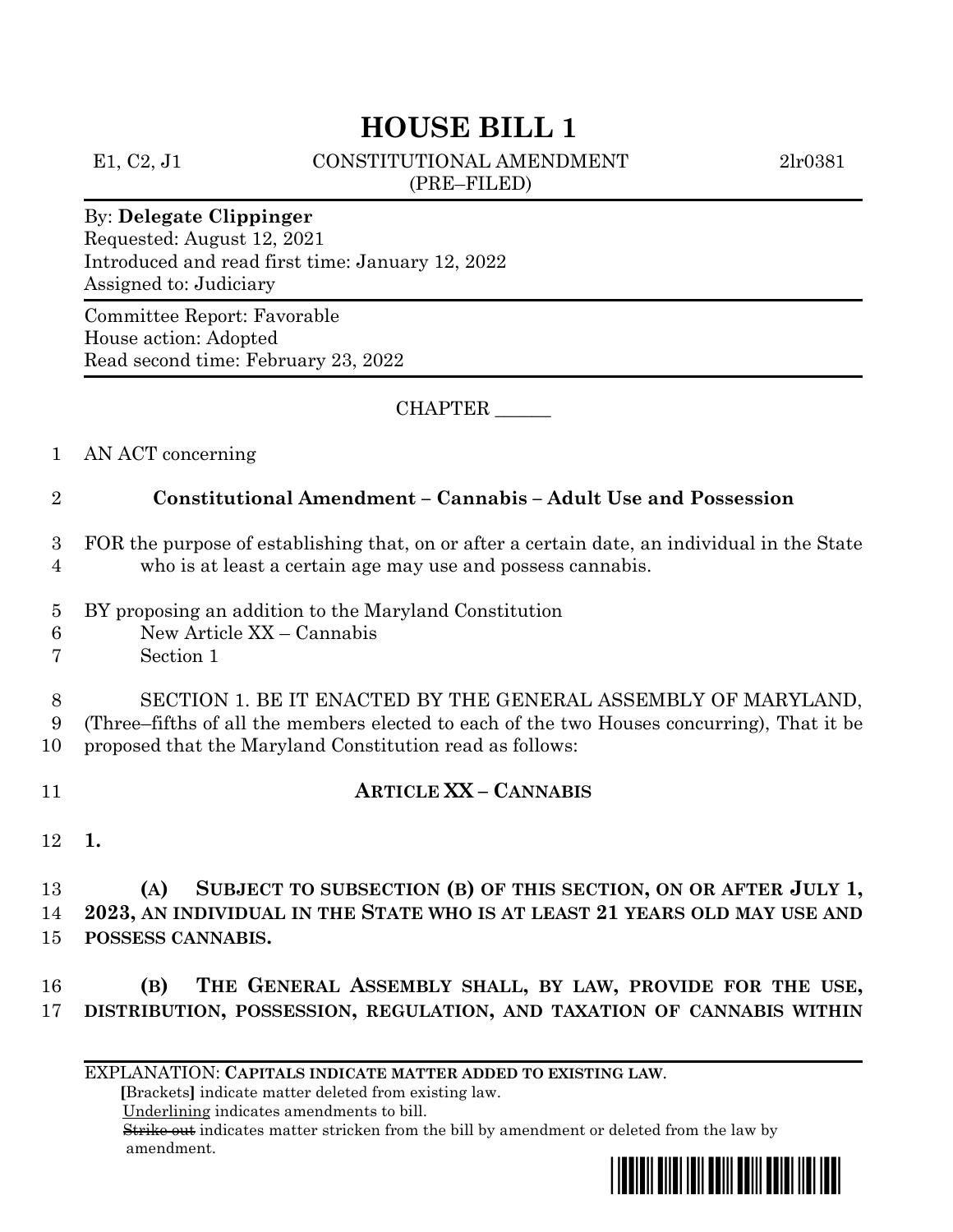# HOUSE BILL 1

E1, C2, J1 CONSTITUTIONAL AMENDMENT 2lr0381
(PRE–FILED)

By: **Delegate Clippinger**
Requested: August 12, 2021
Introduced and read first time: January 12, 2022
Assigned to: Judiciary

Committee Report: Favorable
House action: Adopted
Read second time: February 23, 2022

CHAPTER ______

AN ACT concerning

**Constitutional Amendment – Cannabis – Adult Use and Possession**

FOR the purpose of establishing that, on or after a certain date, an individual in the State who is at least a certain age may use and possess cannabis.

BY proposing an addition to the Maryland Constitution
New Article XX – Cannabis
Section 1

SECTION 1. BE IT ENACTED BY THE GENERAL ASSEMBLY OF MARYLAND, (Three–fifths of all the members elected to each of the two Houses concurring), That it be proposed that the Maryland Constitution read as follows:

**ARTICLE XX – CANNABIS**

**1.**

**(A) SUBJECT TO SUBSECTION (B) OF THIS SECTION, ON OR AFTER JULY 1, 2023, AN INDIVIDUAL IN THE STATE WHO IS AT LEAST 21 YEARS OLD MAY USE AND POSSESS CANNABIS.**

**(B) THE GENERAL ASSEMBLY SHALL, BY LAW, PROVIDE FOR THE USE, DISTRIBUTION, POSSESSION, REGULATION, AND TAXATION OF CANNABIS WITHIN**

EXPLANATION: **CAPITALS INDICATE MATTER ADDED TO EXISTING LAW.**
[Brackets] indicate matter deleted from existing law.
Underlining indicates amendments to bill.
~~Strike out~~ indicates matter stricken from the bill by amendment or deleted from the law by amendment.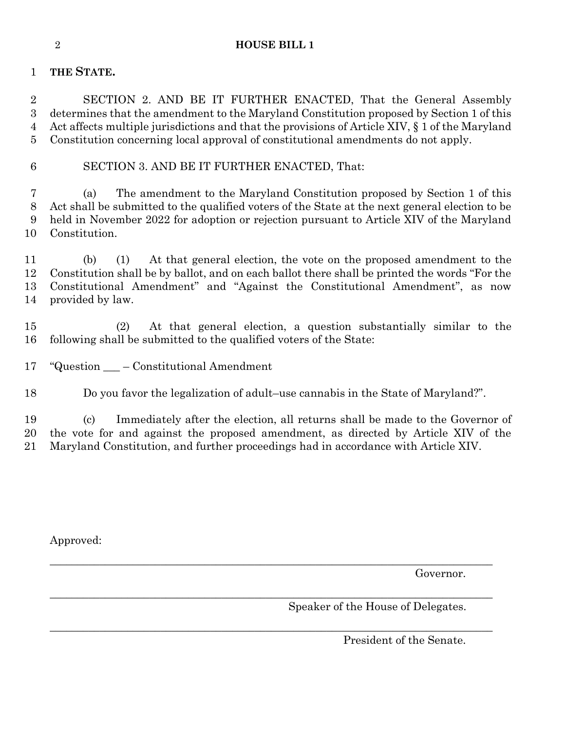**THE STATE.**

SECTION 2. AND BE IT FURTHER ENACTED, That the General Assembly determines that the amendment to the Maryland Constitution proposed by Section 1 of this Act affects multiple jurisdictions and that the provisions of Article XIV, § 1 of the Maryland Constitution concerning local approval of constitutional amendments do not apply.

SECTION 3. AND BE IT FURTHER ENACTED, That:

(a) The amendment to the Maryland Constitution proposed by Section 1 of this Act shall be submitted to the qualified voters of the State at the next general election to be held in November 2022 for adoption or rejection pursuant to Article XIV of the Maryland Constitution.

(b) (1) At that general election, the vote on the proposed amendment to the Constitution shall be by ballot, and on each ballot there shall be printed the words "For the Constitutional Amendment" and "Against the Constitutional Amendment", as now provided by law.

(2) At that general election, a question substantially similar to the following shall be submitted to the qualified voters of the State:

"Question ___ – Constitutional Amendment

Do you favor the legalization of adult–use cannabis in the State of Maryland?".

(c) Immediately after the election, all returns shall be made to the Governor of the vote for and against the proposed amendment, as directed by Article XIV of the Maryland Constitution, and further proceedings had in accordance with Article XIV.

Approved:

\_\_\_\_\_\_\_\_\_\_\_\_\_\_\_\_\_\_\_\_\_\_\_\_\_\_\_\_\_\_\_\_\_\_\_\_\_\_\_\_\_\_\_\_\_\_\_\_

Governor.

\_\_\_\_\_\_\_\_\_\_\_\_\_\_\_\_\_\_\_\_\_\_\_\_\_\_\_\_\_\_\_\_\_\_\_\_\_\_\_\_\_\_\_\_\_\_\_\_

Speaker of the House of Delegates.

\_\_\_\_\_\_\_\_\_\_\_\_\_\_\_\_\_\_\_\_\_\_\_\_\_\_\_\_\_\_\_\_\_\_\_\_\_\_\_\_\_\_\_\_\_\_\_\_

President of the Senate.